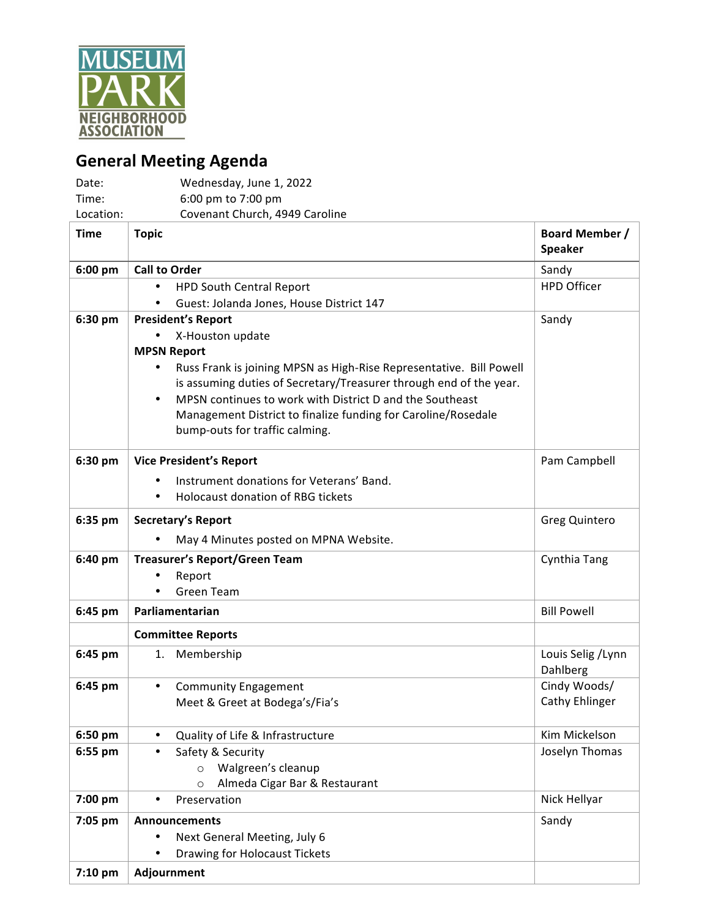MUSEUM PARK NEIGHBORHOOD ASSOCIATION

# General Meeting Agenda

Date: Wednesday, June 1, 2022
Time: 6:00 pm to 7:00 pm
Location: Covenant Church, 4949 Caroline

| Time | Topic | Board Member / Speaker |
|---|---|---|
| 6:00 pm | **Call to Order** | Sandy |
| | • HPD South Central Report<br>• Guest: Jolanda Jones, House District 147 | HPD Officer |
| 6:30 pm | **President's Report**<br>• X-Houston update<br>**MPSN Report**<br>• Russ Frank is joining MPSN as High-Rise Representative. Bill Powell is assuming duties of Secretary/Treasurer through end of the year.<br>• MPSN continues to work with District D and the Southeast Management District to finalize funding for Caroline/Rosedale bump-outs for traffic calming. | Sandy |
| 6:30 pm | **Vice President's Report**<br>• Instrument donations for Veterans' Band.<br>• Holocaust donation of RBG tickets | Pam Campbell |
| 6:35 pm | **Secretary's Report**<br>• May 4 Minutes posted on MPNA Website. | Greg Quintero |
| 6:40 pm | **Treasurer's Report/Green Team**<br>• Report<br>• Green Team | Cynthia Tang |
| 6:45 pm | **Parliamentarian** | Bill Powell |
| | **Committee Reports** | |
| 6:45 pm | 1. Membership | Louis Selig /Lynn Dahlberg |
| 6:45 pm | • Community Engagement<br>Meet & Greet at Bodega's/Fia's | Cindy Woods/ Cathy Ehlinger |
| 6:50 pm | • Quality of Life & Infrastructure | Kim Mickelson |
| 6:55 pm | • Safety & Security<br>  ○ Walgreen's cleanup<br>  ○ Almeda Cigar Bar & Restaurant | Joselyn Thomas |
| 7:00 pm | • Preservation | Nick Hellyar |
| 7:05 pm | **Announcements**<br>• Next General Meeting, July 6<br>• Drawing for Holocaust Tickets | Sandy |
| 7:10 pm | **Adjournment** | |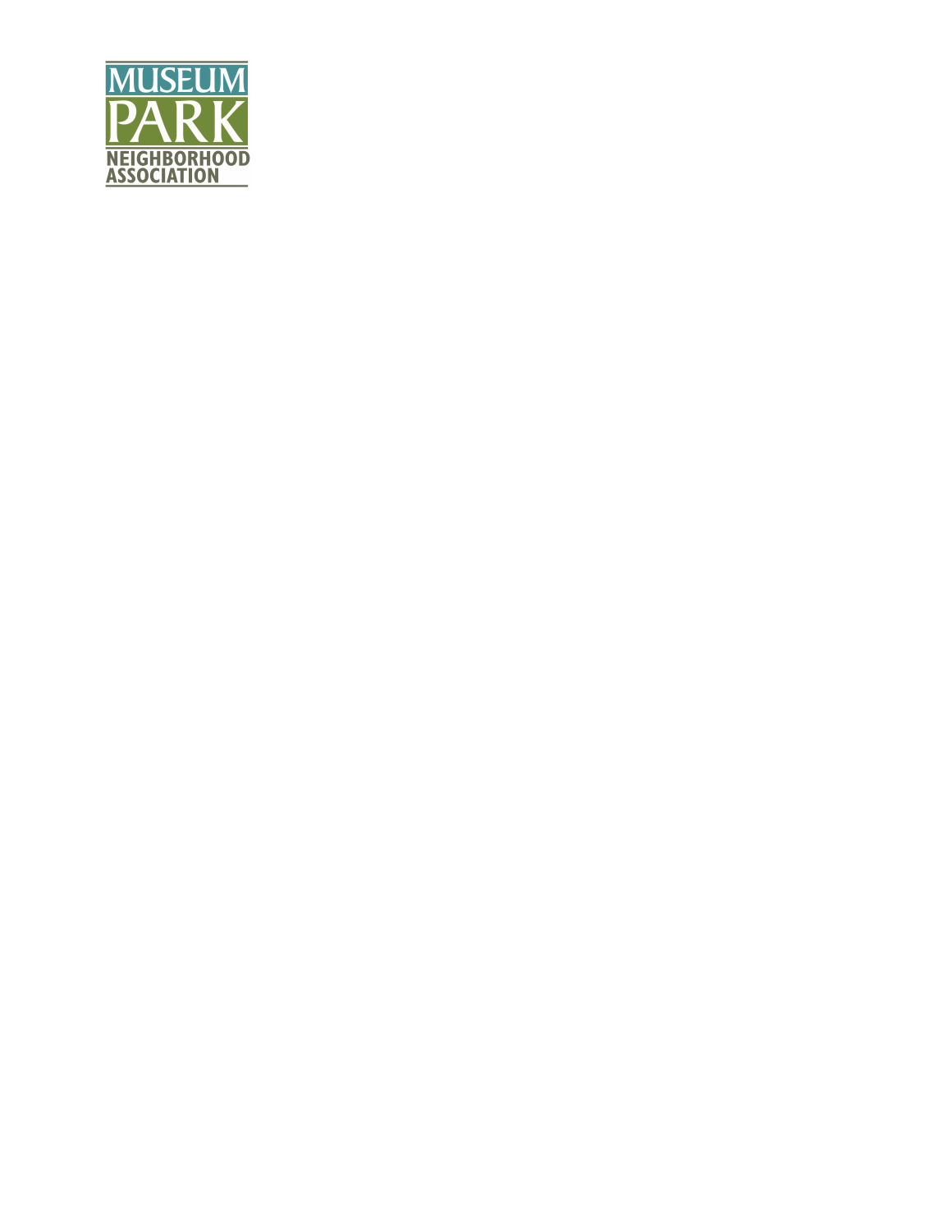MUSEUM
PARK
NEIGHBORHOOD
ASSOCIATION